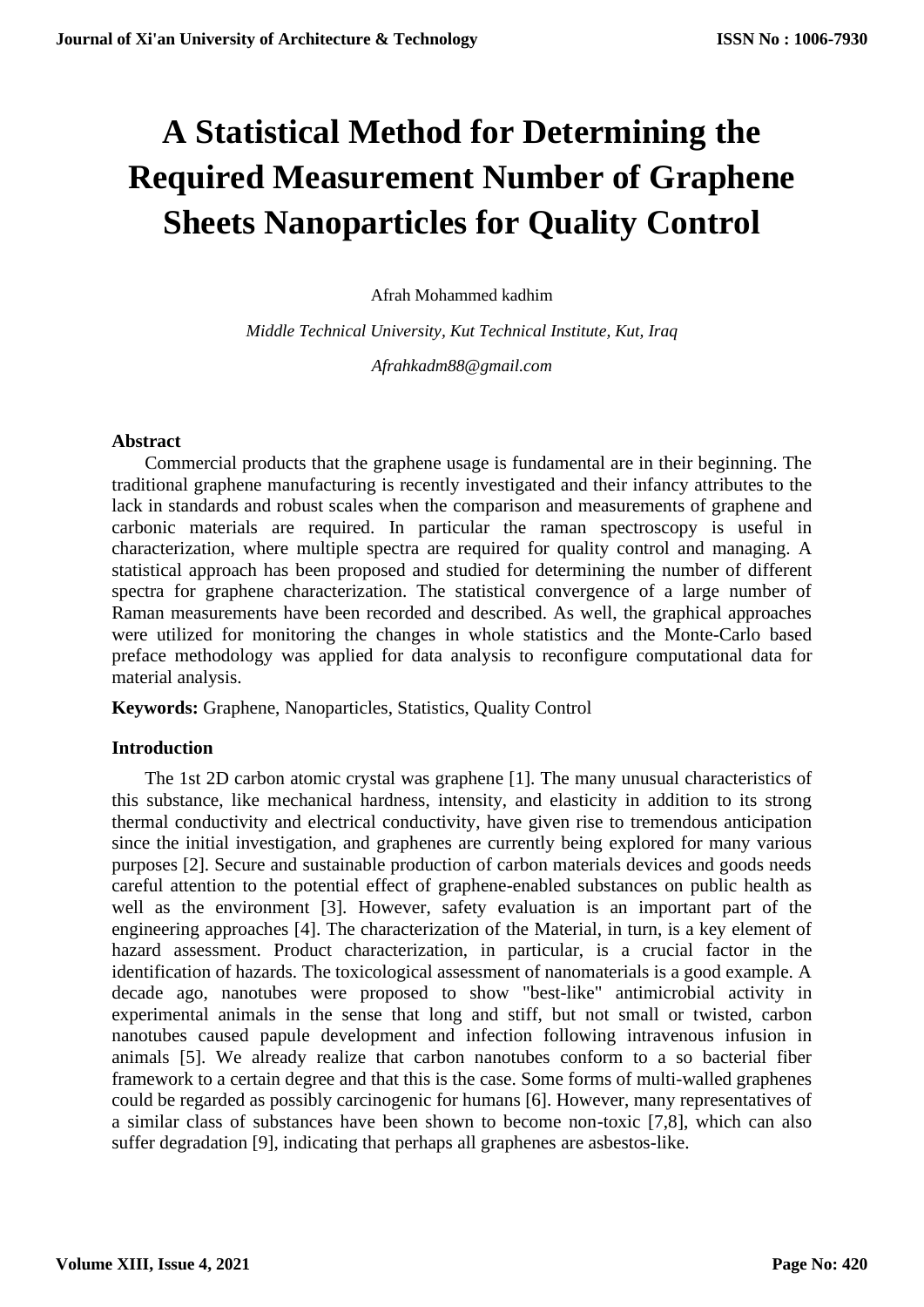# A Statistical Method for Determining the Required Measurement Number of Graphene Sheets Nanoparticles for Quality Control

Afrah Mohammed kadhim

*Middle Technical University, Kut Technical Institute, Kut, Iraq*

*Afrahkadm88@gmail.com*

## Abstract

Commercial products that the graphene usage is fundamental are in their beginning. The traditional graphene manufacturing is recently investigated and their infancy attributes to the lack in standards and robust scales when the comparison and measurements of graphene and carbonic materials are required. In particular the raman spectroscopy is useful in characterization, where multiple spectra are required for quality control and managing. A statistical approach has been proposed and studied for determining the number of different spectra for graphene characterization. The statistical convergence of a large number of Raman measurements have been recorded and described. As well, the graphical approaches were utilized for monitoring the changes in whole statistics and the Monte-Carlo based preface methodology was applied for data analysis to reconfigure computational data for material analysis.

**Keywords:** Graphene, Nanoparticles, Statistics, Quality Control

## Introduction

The 1st 2D carbon atomic crystal was graphene [1]. The many unusual characteristics of this substance, like mechanical hardness, intensity, and elasticity in addition to its strong thermal conductivity and electrical conductivity, have given rise to tremendous anticipation since the initial investigation, and graphenes are currently being explored for many various purposes [2]. Secure and sustainable production of carbon materials devices and goods needs careful attention to the potential effect of graphene-enabled substances on public health as well as the environment [3]. However, safety evaluation is an important part of the engineering approaches [4]. The characterization of the Material, in turn, is a key element of hazard assessment. Product characterization, in particular, is a crucial factor in the identification of hazards. The toxicological assessment of nanomaterials is a good example. A decade ago, nanotubes were proposed to show "best-like" antimicrobial activity in experimental animals in the sense that long and stiff, but not small or twisted, carbon nanotubes caused papule development and infection following intravenous infusion in animals [5]. We already realize that carbon nanotubes conform to a so bacterial fiber framework to a certain degree and that this is the case. Some forms of multi-walled graphenes could be regarded as possibly carcinogenic for humans [6]. However, many representatives of a similar class of substances have been shown to become non-toxic [7,8], which can also suffer degradation [9], indicating that perhaps all graphenes are asbestos-like.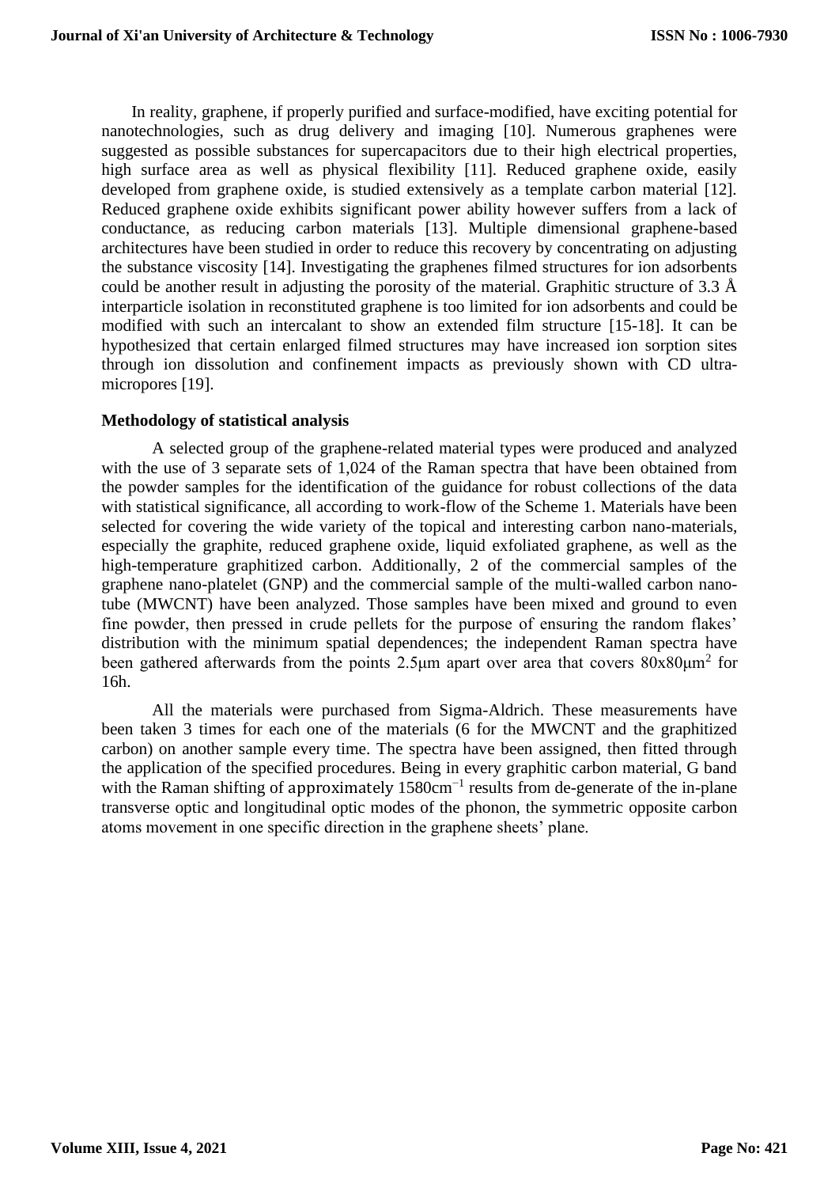In reality, graphene, if properly purified and surface-modified, have exciting potential for nanotechnologies, such as drug delivery and imaging [10]. Numerous graphenes were suggested as possible substances for supercapacitors due to their high electrical properties, high surface area as well as physical flexibility [11]. Reduced graphene oxide, easily developed from graphene oxide, is studied extensively as a template carbon material [12]. Reduced graphene oxide exhibits significant power ability however suffers from a lack of conductance, as reducing carbon materials [13]. Multiple dimensional graphene-based architectures have been studied in order to reduce this recovery by concentrating on adjusting the substance viscosity [14]. Investigating the graphenes filmed structures for ion adsorbents could be another result in adjusting the porosity of the material. Graphitic structure of 3.3 Å interparticle isolation in reconstituted graphene is too limited for ion adsorbents and could be modified with such an intercalant to show an extended film structure [15-18]. It can be hypothesized that certain enlarged filmed structures may have increased ion sorption sites through ion dissolution and confinement impacts as previously shown with CD ultra-micropores [19].

**Methodology of statistical analysis**

A selected group of the graphene-related material types were produced and analyzed with the use of 3 separate sets of 1,024 of the Raman spectra that have been obtained from the powder samples for the identification of the guidance for robust collections of the data with statistical significance, all according to work-flow of the Scheme 1. Materials have been selected for covering the wide variety of the topical and interesting carbon nano-materials, especially the graphite, reduced graphene oxide, liquid exfoliated graphene, as well as the high-temperature graphitized carbon. Additionally, 2 of the commercial samples of the graphene nano-platelet (GNP) and the commercial sample of the multi-walled carbon nano-tube (MWCNT) have been analyzed. Those samples have been mixed and ground to even fine powder, then pressed in crude pellets for the purpose of ensuring the random flakes' distribution with the minimum spatial dependences; the independent Raman spectra have been gathered afterwards from the points 2.5μm apart over area that covers $80x80\mu m^2$ for 16h.

All the materials were purchased from Sigma-Aldrich. These measurements have been taken 3 times for each one of the materials (6 for the MWCNT and the graphitized carbon) on another sample every time. The spectra have been assigned, then fitted through the application of the specified procedures. Being in every graphitic carbon material, G band with the Raman shifting of approximately $1580cm^{-1}$ results from de-generate of the in-plane transverse optic and longitudinal optic modes of the phonon, the symmetric opposite carbon atoms movement in one specific direction in the graphene sheets' plane.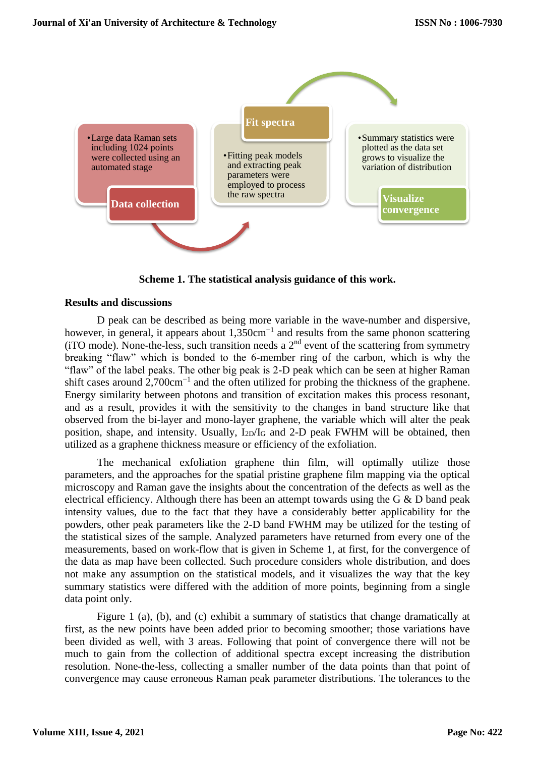Data collection

- Large data Raman sets including 1024 points were collected using an automated stage

Fit spectra

- Fitting peak models and extracting peak parameters were employed to process the raw spectra

Visualize convergence

- Summary statistics were plotted as the data set grows to visualize the variation of distribution

**Scheme 1. The statistical analysis guidance of this work.**

## Results and discussions

D peak can be described as being more variable in the wave-number and dispersive, however, in general, it appears about 1,350cm$^{-1}$ and results from the same phonon scattering (iTO mode). None-the-less, such transition needs a 2$^{nd}$ event of the scattering from symmetry breaking "flaw" which is bonded to the 6-member ring of the carbon, which is why the "flaw" of the label peaks. The other big peak is 2-D peak which can be seen at higher Raman shift cases around 2,700cm$^{-1}$ and the often utilized for probing the thickness of the graphene. Energy similarity between photons and transition of excitation makes this process resonant, and as a result, provides it with the sensitivity to the changes in band structure like that observed from the bi-layer and mono-layer graphene, the variable which will alter the peak position, shape, and intensity. Usually, $I_{2D}/I_G$ and 2-D peak FWHM will be obtained, then utilized as a graphene thickness measure or efficiency of the exfoliation.

The mechanical exfoliation graphene thin film, will optimally utilize those parameters, and the approaches for the spatial pristine graphene film mapping via the optical microscopy and Raman gave the insights about the concentration of the defects as well as the electrical efficiency. Although there has been an attempt towards using the G & D band peak intensity values, due to the fact that they have a considerably better applicability for the powders, other peak parameters like the 2-D band FWHM may be utilized for the testing of the statistical sizes of the sample. Analyzed parameters have returned from every one of the measurements, based on work-flow that is given in Scheme 1, at first, for the convergence of the data as map have been collected. Such procedure considers whole distribution, and does not make any assumption on the statistical models, and it visualizes the way that the key summary statistics were differed with the addition of more points, beginning from a single data point only.

Figure 1 (a), (b), and (c) exhibit a summary of statistics that change dramatically at first, as the new points have been added prior to becoming smoother; those variations have been divided as well, with 3 areas. Following that point of convergence there will not be much to gain from the collection of additional spectra except increasing the distribution resolution. None-the-less, collecting a smaller number of the data points than that point of convergence may cause erroneous Raman peak parameter distributions. The tolerances to the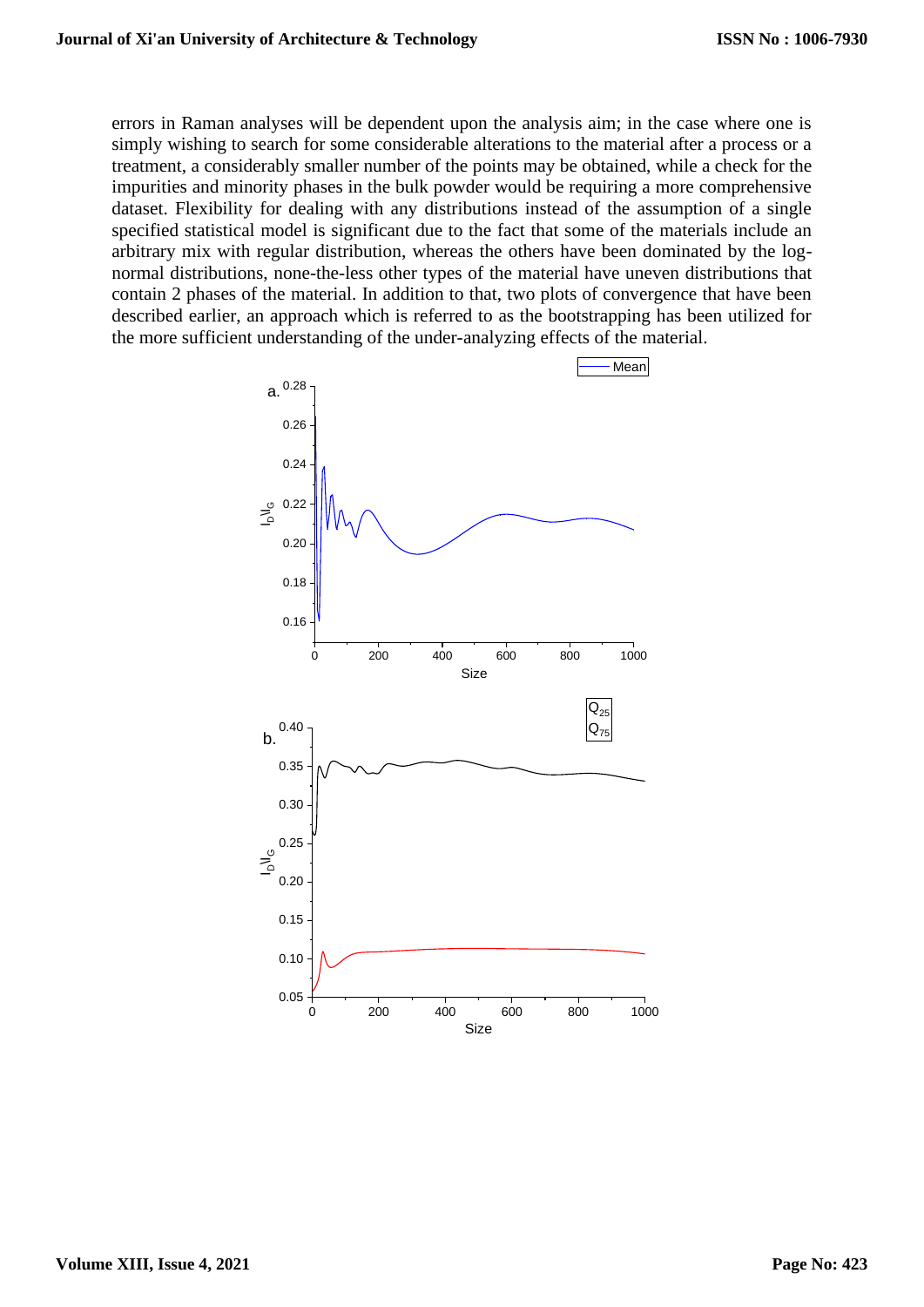errors in Raman analyses will be dependent upon the analysis aim; in the case where one is simply wishing to search for some considerable alterations to the material after a process or a treatment, a considerably smaller number of the points may be obtained, while a check for the impurities and minority phases in the bulk powder would be requiring a more comprehensive dataset. Flexibility for dealing with any distributions instead of the assumption of a single specified statistical model is significant due to the fact that some of the materials include an arbitrary mix with regular distribution, whereas the others have been dominated by the log-normal distributions, none-the-less other types of the material have uneven distributions that contain 2 phases of the material. In addition to that, two plots of convergence that have been described earlier, an approach which is referred to as the bootstrapping has been utilized for the more sufficient understanding of the under-analyzing effects of the material.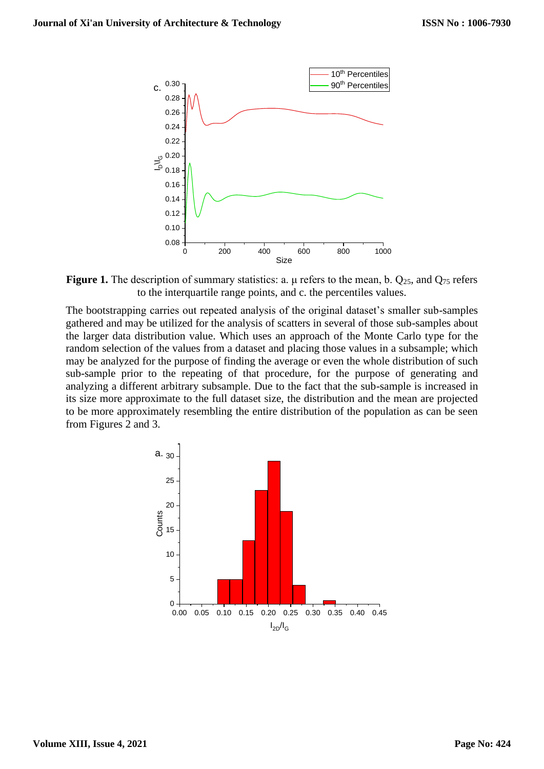**Figure 1.** The description of summary statistics: a. μ refers to the mean, b. $Q_{25}$, and $Q_{75}$ refers to the interquartile range points, and c. the percentiles values.

The bootstrapping carries out repeated analysis of the original dataset's smaller sub-samples gathered and may be utilized for the analysis of scatters in several of those sub-samples about the larger data distribution value. Which uses an approach of the Monte Carlo type for the random selection of the values from a dataset and placing those values in a subsample; which may be analyzed for the purpose of finding the average or even the whole distribution of such sub-sample prior to the repeating of that procedure, for the purpose of generating and analyzing a different arbitrary subsample. Due to the fact that the sub-sample is increased in its size more approximate to the full dataset size, the distribution and the mean are projected to be more approximately resembling the entire distribution of the population as can be seen from Figures 2 and 3.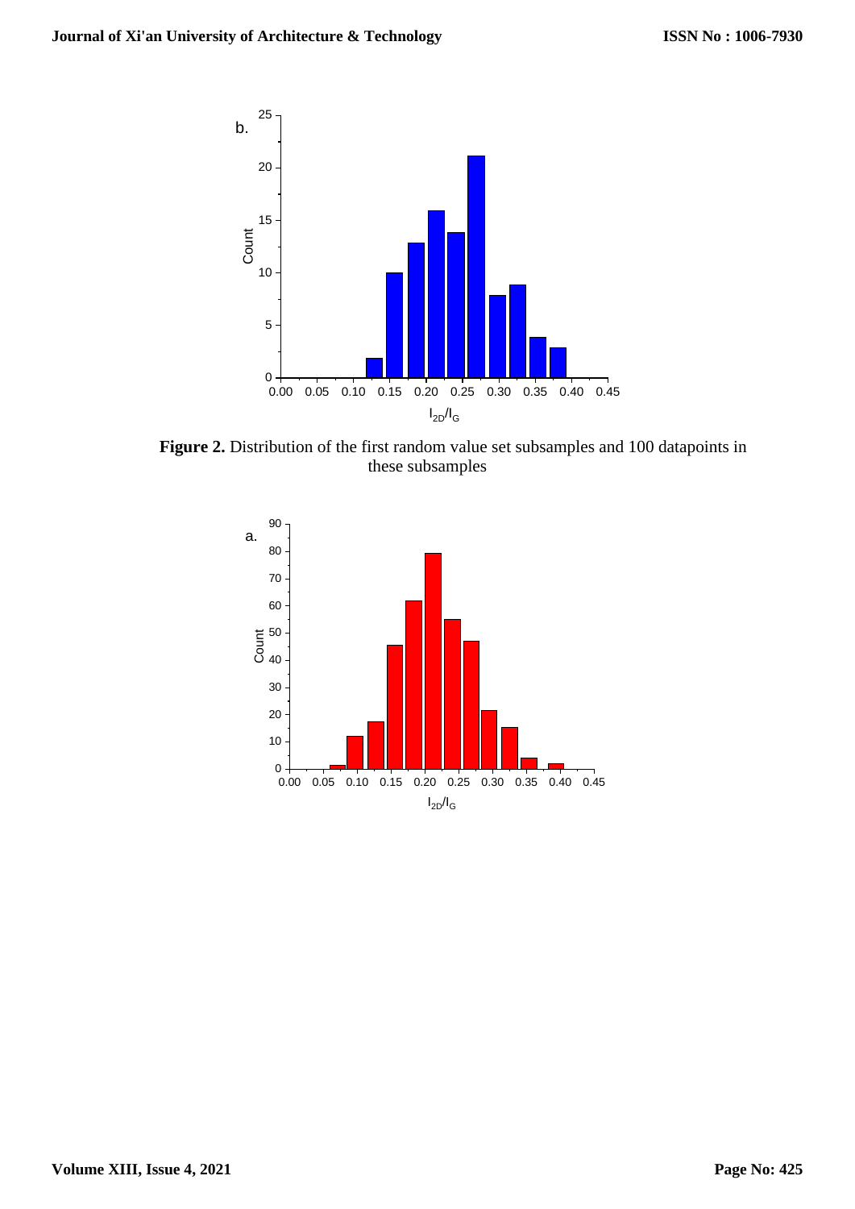**Figure 2.** Distribution of the first random value set subsamples and 100 datapoints in these subsamples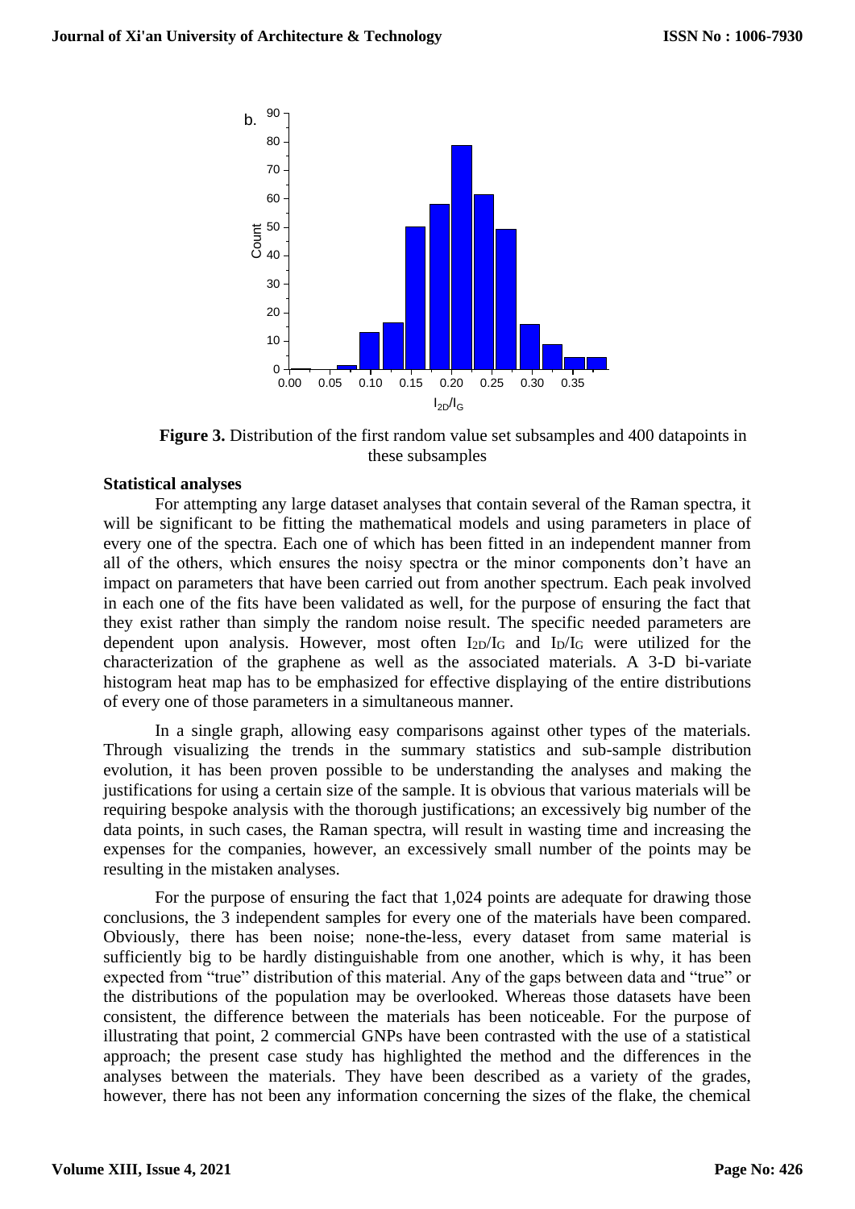**Figure 3.** Distribution of the first random value set subsamples and 400 datapoints in these subsamples

**Statistical analyses**

For attempting any large dataset analyses that contain several of the Raman spectra, it will be significant to be fitting the mathematical models and using parameters in place of every one of the spectra. Each one of which has been fitted in an independent manner from all of the others, which ensures the noisy spectra or the minor components don't have an impact on parameters that have been carried out from another spectrum. Each peak involved in each one of the fits have been validated as well, for the purpose of ensuring the fact that they exist rather than simply the random noise result. The specific needed parameters are dependent upon analysis. However, most often $I_{2D}/I_G$ and $I_D/I_G$ were utilized for the characterization of the graphene as well as the associated materials. A 3-D bi-variate histogram heat map has to be emphasized for effective displaying of the entire distributions of every one of those parameters in a simultaneous manner.

In a single graph, allowing easy comparisons against other types of the materials. Through visualizing the trends in the summary statistics and sub-sample distribution evolution, it has been proven possible to be understanding the analyses and making the justifications for using a certain size of the sample. It is obvious that various materials will be requiring bespoke analysis with the thorough justifications; an excessively big number of the data points, in such cases, the Raman spectra, will result in wasting time and increasing the expenses for the companies, however, an excessively small number of the points may be resulting in the mistaken analyses.

For the purpose of ensuring the fact that 1,024 points are adequate for drawing those conclusions, the 3 independent samples for every one of the materials have been compared. Obviously, there has been noise; none-the-less, every dataset from same material is sufficiently big to be hardly distinguishable from one another, which is why, it has been expected from "true" distribution of this material. Any of the gaps between data and "true" or the distributions of the population may be overlooked. Whereas those datasets have been consistent, the difference between the materials has been noticeable. For the purpose of illustrating that point, 2 commercial GNPs have been contrasted with the use of a statistical approach; the present case study has highlighted the method and the differences in the analyses between the materials. They have been described as a variety of the grades, however, there has not been any information concerning the sizes of the flake, the chemical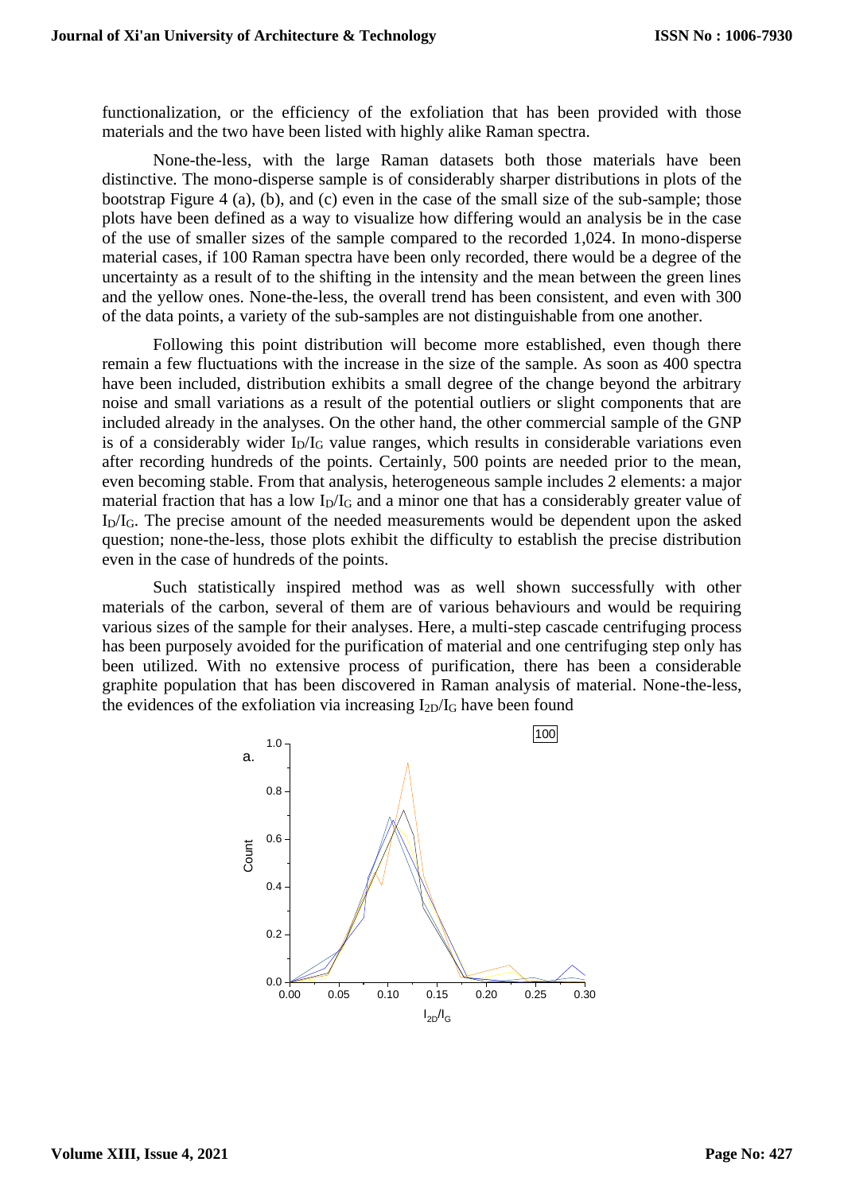functionalization, or the efficiency of the exfoliation that has been provided with those materials and the two have been listed with highly alike Raman spectra.

None-the-less, with the large Raman datasets both those materials have been distinctive. The mono-disperse sample is of considerably sharper distributions in plots of the bootstrap Figure 4 (a), (b), and (c) even in the case of the small size of the sub-sample; those plots have been defined as a way to visualize how differing would an analysis be in the case of the use of smaller sizes of the sample compared to the recorded 1,024. In mono-disperse material cases, if 100 Raman spectra have been only recorded, there would be a degree of the uncertainty as a result of to the shifting in the intensity and the mean between the green lines and the yellow ones. None-the-less, the overall trend has been consistent, and even with 300 of the data points, a variety of the sub-samples are not distinguishable from one another.

Following this point distribution will become more established, even though there remain a few fluctuations with the increase in the size of the sample. As soon as 400 spectra have been included, distribution exhibits a small degree of the change beyond the arbitrary noise and small variations as a result of the potential outliers or slight components that are included already in the analyses. On the other hand, the other commercial sample of the GNP is of a considerably wider $I_D/I_G$ value ranges, which results in considerable variations even after recording hundreds of the points. Certainly, 500 points are needed prior to the mean, even becoming stable. From that analysis, heterogeneous sample includes 2 elements: a major material fraction that has a low $I_D/I_G$ and a minor one that has a considerably greater value of $I_D/I_G$. The precise amount of the needed measurements would be dependent upon the asked question; none-the-less, those plots exhibit the difficulty to establish the precise distribution even in the case of hundreds of the points.

Such statistically inspired method was as well shown successfully with other materials of the carbon, several of them are of various behaviours and would be requiring various sizes of the sample for their analyses. Here, a multi-step cascade centrifuging process has been purposely avoided for the purification of material and one centrifuging step only has been utilized. With no extensive process of purification, there has been a considerable graphite population that has been discovered in Raman analysis of material. None-the-less, the evidences of the exfoliation via increasing $I_{2D}/I_G$ have been found

a. 100

Count

$I_{2D}/I_G$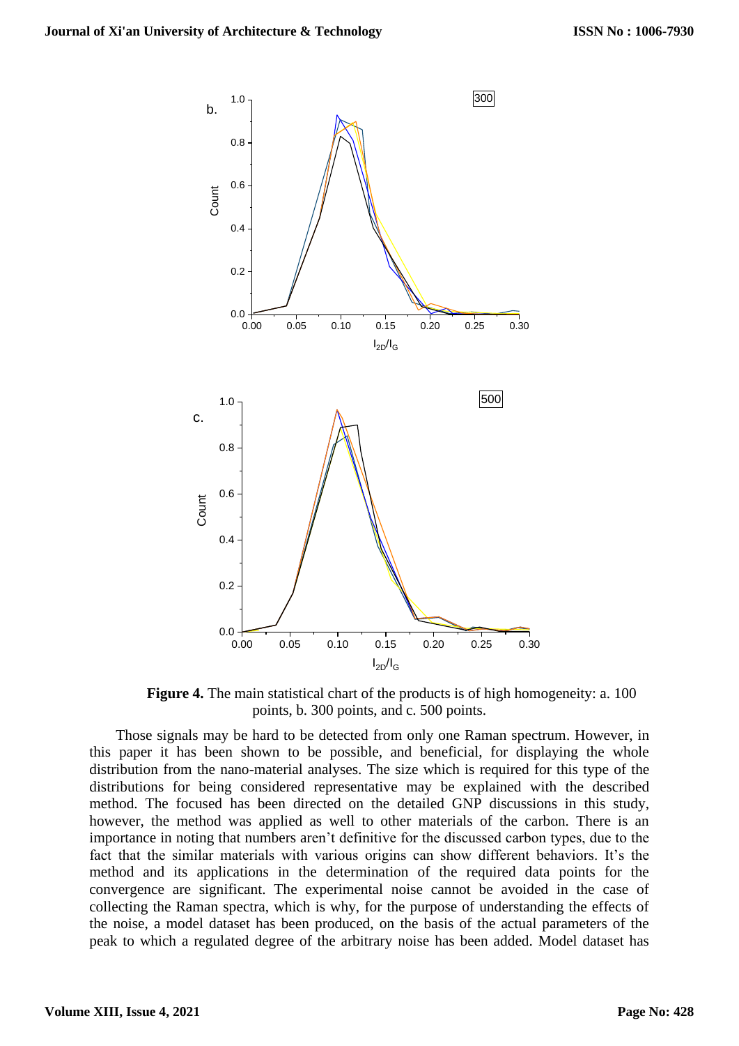**Figure 4.** The main statistical chart of the products is of high homogeneity: a. 100 points, b. 300 points, and c. 500 points.

Those signals may be hard to be detected from only one Raman spectrum. However, in this paper it has been shown to be possible, and beneficial, for displaying the whole distribution from the nano-material analyses. The size which is required for this type of the distributions for being considered representative may be explained with the described method. The focused has been directed on the detailed GNP discussions in this study, however, the method was applied as well to other materials of the carbon. There is an importance in noting that numbers aren't definitive for the discussed carbon types, due to the fact that the similar materials with various origins can show different behaviors. It's the method and its applications in the determination of the required data points for the convergence are significant. The experimental noise cannot be avoided in the case of collecting the Raman spectra, which is why, for the purpose of understanding the effects of the noise, a model dataset has been produced, on the basis of the actual parameters of the peak to which a regulated degree of the arbitrary noise has been added. Model dataset has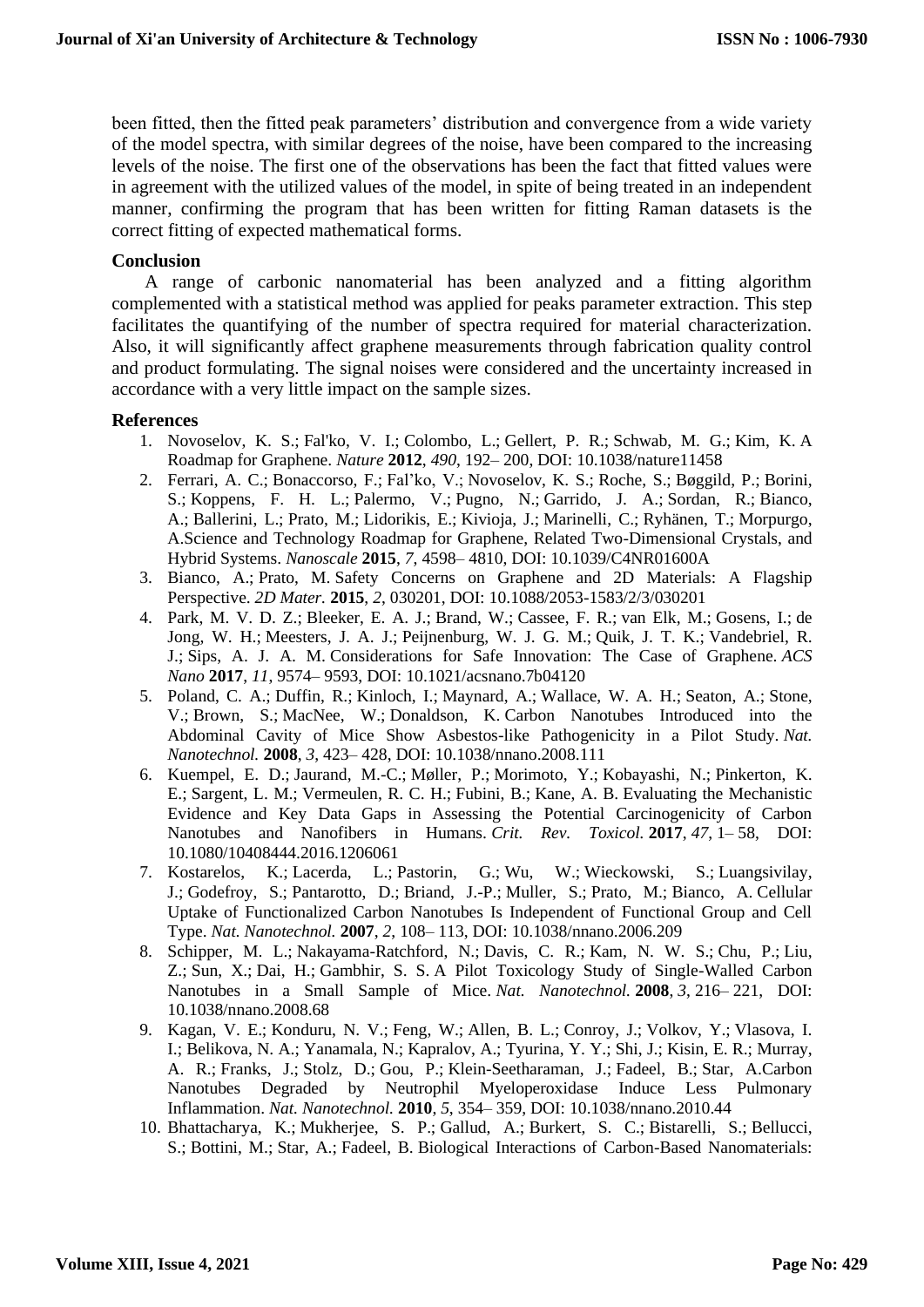been fitted, then the fitted peak parameters' distribution and convergence from a wide variety of the model spectra, with similar degrees of the noise, have been compared to the increasing levels of the noise. The first one of the observations has been the fact that fitted values were in agreement with the utilized values of the model, in spite of being treated in an independent manner, confirming the program that has been written for fitting Raman datasets is the correct fitting of expected mathematical forms.

## Conclusion

A range of carbonic nanomaterial has been analyzed and a fitting algorithm complemented with a statistical method was applied for peaks parameter extraction. This step facilitates the quantifying of the number of spectra required for material characterization. Also, it will significantly affect graphene measurements through fabrication quality control and product formulating. The signal noises were considered and the uncertainty increased in accordance with a very little impact on the sample sizes.

## References

1. Novoselov, K. S.; Fal'ko, V. I.; Colombo, L.; Gellert, P. R.; Schwab, M. G.; Kim, K. A Roadmap for Graphene. *Nature* **2012**, *490*, 192– 200, DOI: 10.1038/nature11458
2. Ferrari, A. C.; Bonaccorso, F.; Fal'ko, V.; Novoselov, K. S.; Roche, S.; Bøggild, P.; Borini, S.; Koppens, F. H. L.; Palermo, V.; Pugno, N.; Garrido, J. A.; Sordan, R.; Bianco, A.; Ballerini, L.; Prato, M.; Lidorikis, E.; Kivioja, J.; Marinelli, C.; Ryhänen, T.; Morpurgo, A.Science and Technology Roadmap for Graphene, Related Two-Dimensional Crystals, and Hybrid Systems. *Nanoscale* **2015**, *7*, 4598– 4810, DOI: 10.1039/C4NR01600A
3. Bianco, A.; Prato, M. Safety Concerns on Graphene and 2D Materials: A Flagship Perspective. *2D Mater.* **2015**, *2*, 030201, DOI: 10.1088/2053-1583/2/3/030201
4. Park, M. V. D. Z.; Bleeker, E. A. J.; Brand, W.; Cassee, F. R.; van Elk, M.; Gosens, I.; de Jong, W. H.; Meesters, J. A. J.; Peijnenburg, W. J. G. M.; Quik, J. T. K.; Vandebriel, R. J.; Sips, A. J. A. M. Considerations for Safe Innovation: The Case of Graphene. *ACS Nano* **2017**, *11*, 9574– 9593, DOI: 10.1021/acsnano.7b04120
5. Poland, C. A.; Duffin, R.; Kinloch, I.; Maynard, A.; Wallace, W. A. H.; Seaton, A.; Stone, V.; Brown, S.; MacNee, W.; Donaldson, K. Carbon Nanotubes Introduced into the Abdominal Cavity of Mice Show Asbestos-like Pathogenicity in a Pilot Study. *Nat. Nanotechnol.* **2008**, *3*, 423– 428, DOI: 10.1038/nnano.2008.111
6. Kuempel, E. D.; Jaurand, M.-C.; Møller, P.; Morimoto, Y.; Kobayashi, N.; Pinkerton, K. E.; Sargent, L. M.; Vermeulen, R. C. H.; Fubini, B.; Kane, A. B. Evaluating the Mechanistic Evidence and Key Data Gaps in Assessing the Potential Carcinogenicity of Carbon Nanotubes and Nanofibers in Humans. *Crit. Rev. Toxicol.* **2017**, *47*, 1– 58, DOI: 10.1080/10408444.2016.1206061
7. Kostarelos, K.; Lacerda, L.; Pastorin, G.; Wu, W.; Wieckowski, S.; Luangsivilay, J.; Godefroy, S.; Pantarotto, D.; Briand, J.-P.; Muller, S.; Prato, M.; Bianco, A. Cellular Uptake of Functionalized Carbon Nanotubes Is Independent of Functional Group and Cell Type. *Nat. Nanotechnol.* **2007**, *2*, 108– 113, DOI: 10.1038/nnano.2006.209
8. Schipper, M. L.; Nakayama-Ratchford, N.; Davis, C. R.; Kam, N. W. S.; Chu, P.; Liu, Z.; Sun, X.; Dai, H.; Gambhir, S. S. A Pilot Toxicology Study of Single-Walled Carbon Nanotubes in a Small Sample of Mice. *Nat. Nanotechnol.* **2008**, *3*, 216– 221, DOI: 10.1038/nnano.2008.68
9. Kagan, V. E.; Konduru, N. V.; Feng, W.; Allen, B. L.; Conroy, J.; Volkov, Y.; Vlasova, I. I.; Belikova, N. A.; Yanamala, N.; Kapralov, A.; Tyurina, Y. Y.; Shi, J.; Kisin, E. R.; Murray, A. R.; Franks, J.; Stolz, D.; Gou, P.; Klein-Seetharaman, J.; Fadeel, B.; Star, A.Carbon Nanotubes Degraded by Neutrophil Myeloperoxidase Induce Less Pulmonary Inflammation. *Nat. Nanotechnol.* **2010**, *5*, 354– 359, DOI: 10.1038/nnano.2010.44
10. Bhattacharya, K.; Mukherjee, S. P.; Gallud, A.; Burkert, S. C.; Bistarelli, S.; Bellucci, S.; Bottini, M.; Star, A.; Fadeel, B. Biological Interactions of Carbon-Based Nanomaterials: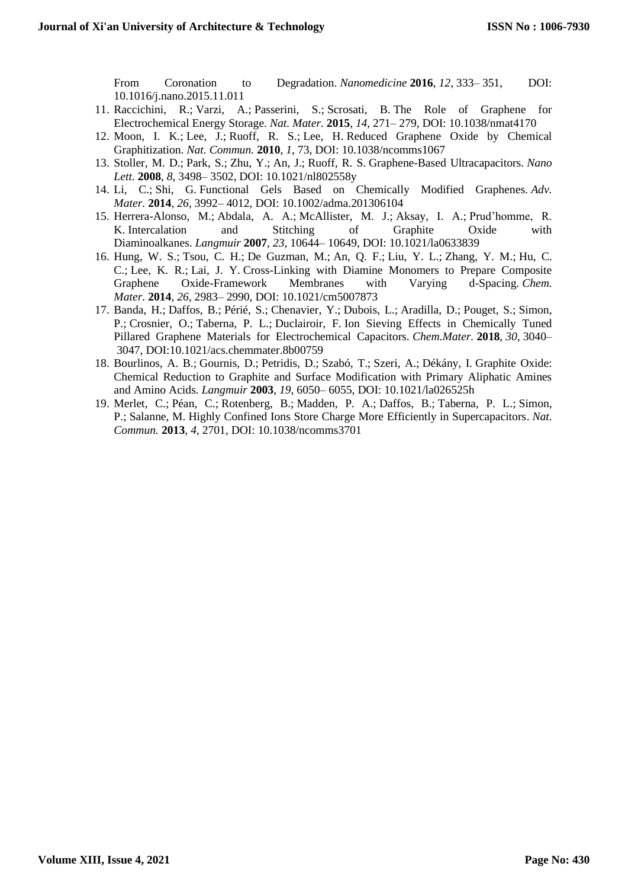From Coronation to Degradation. *Nanomedicine* **2016**, *12*, 333– 351, DOI: 10.1016/j.nano.2015.11.011

11. Raccichini, R.; Varzi, A.; Passerini, S.; Scrosati, B. The Role of Graphene for Electrochemical Energy Storage. *Nat. Mater.* **2015**, *14*, 271– 279, DOI: 10.1038/nmat4170
12. Moon, I. K.; Lee, J.; Ruoff, R. S.; Lee, H. Reduced Graphene Oxide by Chemical Graphitization. *Nat. Commun.* **2010**, *1*, 73, DOI: 10.1038/ncomms1067
13. Stoller, M. D.; Park, S.; Zhu, Y.; An, J.; Ruoff, R. S. Graphene-Based Ultracapacitors. *Nano Lett.* **2008**, *8*, 3498– 3502, DOI: 10.1021/nl802558y
14. Li, C.; Shi, G. Functional Gels Based on Chemically Modified Graphenes. *Adv. Mater.* **2014**, *26*, 3992– 4012, DOI: 10.1002/adma.201306104
15. Herrera-Alonso, M.; Abdala, A. A.; McAllister, M. J.; Aksay, I. A.; Prud'homme, R. K. Intercalation and Stitching of Graphite Oxide with Diaminoalkanes. *Langmuir* **2007**, *23*, 10644– 10649, DOI: 10.1021/la0633839
16. Hung, W. S.; Tsou, C. H.; De Guzman, M.; An, Q. F.; Liu, Y. L.; Zhang, Y. M.; Hu, C. C.; Lee, K. R.; Lai, J. Y. Cross-Linking with Diamine Monomers to Prepare Composite Graphene Oxide-Framework Membranes with Varying d-Spacing. *Chem. Mater.* **2014**, *26*, 2983– 2990, DOI: 10.1021/cm5007873
17. Banda, H.; Daffos, B.; Périé, S.; Chenavier, Y.; Dubois, L.; Aradilla, D.; Pouget, S.; Simon, P.; Crosnier, O.; Taberna, P. L.; Duclairoir, F. Ion Sieving Effects in Chemically Tuned Pillared Graphene Materials for Electrochemical Capacitors. *Chem.Mater.* **2018**, *30*, 3040– 3047, DOI:10.1021/acs.chemmater.8b00759
18. Bourlinos, A. B.; Gournis, D.; Petridis, D.; Szabó, T.; Szeri, A.; Dékány, I. Graphite Oxide: Chemical Reduction to Graphite and Surface Modification with Primary Aliphatic Amines and Amino Acids. *Langmuir* **2003**, *19*, 6050– 6055, DOI: 10.1021/la026525h
19. Merlet, C.; Péan, C.; Rotenberg, B.; Madden, P. A.; Daffos, B.; Taberna, P. L.; Simon, P.; Salanne, M. Highly Confined Ions Store Charge More Efficiently in Supercapacitors. *Nat. Commun.* **2013**, *4*, 2701, DOI: 10.1038/ncomms3701